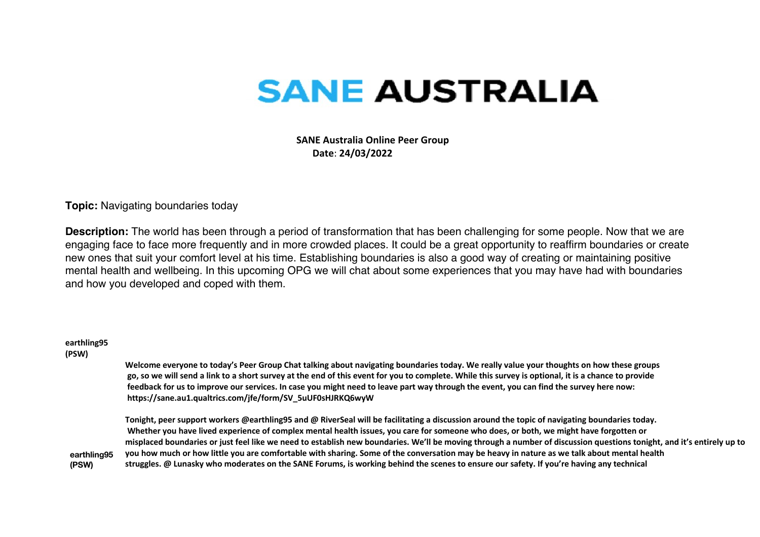# SANE AUSTRALIA

**SANE Australia Online Peer Group**
**Date: 24/03/2022**

**Topic:** Navigating boundaries today

**Description:** The world has been through a period of transformation that has been challenging for some people. Now that we are engaging face to face more frequently and in more crowded places. It could be a great opportunity to reaffirm boundaries or create new ones that suit your comfort level at his time. Establishing boundaries is also a good way of creating or maintaining positive mental health and wellbeing. In this upcoming OPG we will chat about some experiences that you may have had with boundaries and how you developed and coped with them.

**earthling95 (PSW)**

**Welcome everyone to today's Peer Group Chat talking about navigating boundaries today. We really value your thoughts on how these groups go, so we will send a link to a short survey at the end of this event for you to complete. While this survey is optional, it is a chance to provide feedback for us to improve our services. In case you might need to leave part way through the event, you can find the survey here now: https://sane.au1.qualtrics.com/jfe/form/SV_5uUF0sHJRKQ6wyW**

**earthling95 (PSW)**

**Tonight, peer support workers @earthling95 and @ RiverSeal will be facilitating a discussion around the topic of navigating boundaries today. Whether you have lived experience of complex mental health issues, you care for someone who does, or both, we might have forgotten or misplaced boundaries or just feel like we need to establish new boundaries. We'll be moving through a number of discussion questions tonight, and it's entirely up to you how much or how little you are comfortable with sharing. Some of the conversation may be heavy in nature as we talk about mental health struggles. @ Lunasky who moderates on the SANE Forums, is working behind the scenes to ensure our safety. If you're having any technical**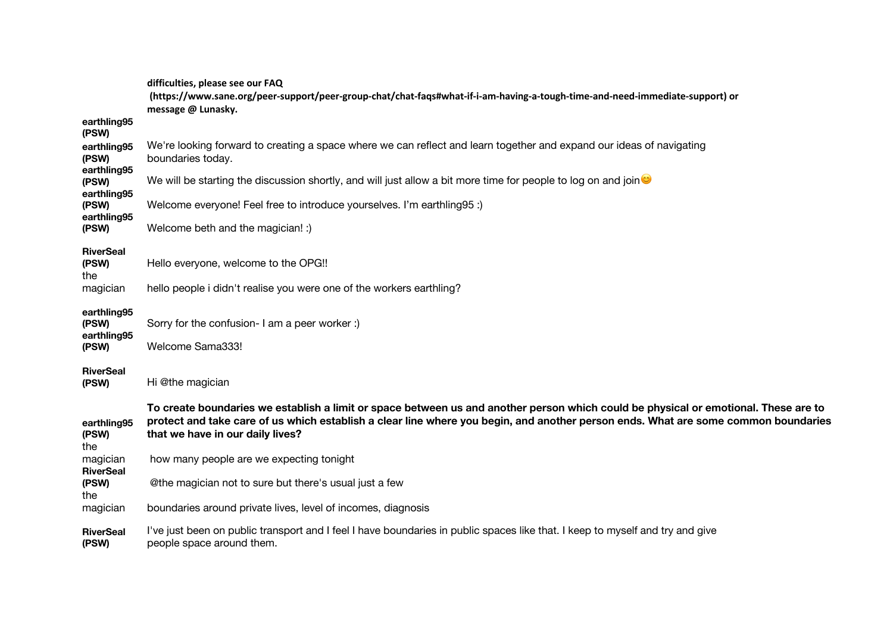**difficulties, please see our FAQ (https://www.sane.org/peer-support/peer-group-chat/chat-faqs#what-if-i-am-having-a-tough-time-and-need-immediate-support) or message @ Lunasky.**

| | |
|---|---|
| **earthling95 (PSW)** | |
| **earthling95 (PSW)** | We're looking forward to creating a space where we can reflect and learn together and expand our ideas of navigating boundaries today. |
| **earthling95 (PSW)** | We will be starting the discussion shortly, and will just allow a bit more time for people to log on and join😊 |
| **earthling95 (PSW)** | Welcome everyone! Feel free to introduce yourselves. I'm earthling95 :) |
| **earthling95 (PSW)** | Welcome beth and the magician! :) |
| **RiverSeal (PSW)** | Hello everyone, welcome to the OPG!! |
| the magician | hello people i didn't realise you were one of the workers earthling? |
| **earthling95 (PSW)** | Sorry for the confusion- I am a peer worker :) |
| **earthling95 (PSW)** | Welcome Sama333! |
| **RiverSeal (PSW)** | Hi @the magician |
| **earthling95 (PSW)** | **To create boundaries we establish a limit or space between us and another person which could be physical or emotional. These are to protect and take care of us which establish a clear line where you begin, and another person ends. What are some common boundaries that we have in our daily lives?** |
| the magician | how many people are we expecting tonight |
| **RiverSeal (PSW)** | @the magician not to sure but there's usual just a few |
| the magician | boundaries around private lives, level of incomes, diagnosis |
| **RiverSeal (PSW)** | I've just been on public transport and I feel I have boundaries in public spaces like that. I keep to myself and try and give people space around them. |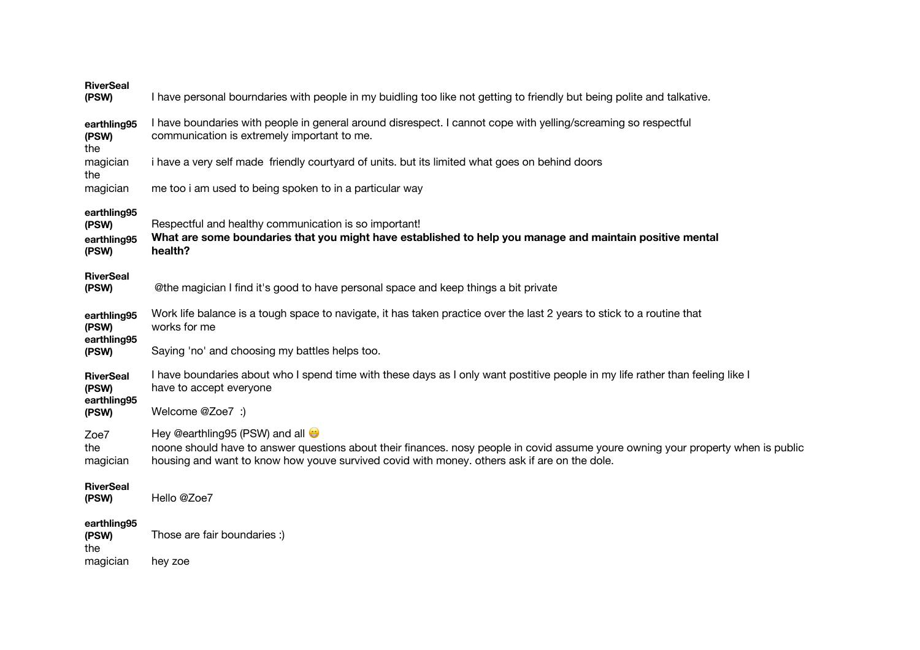**RiverSeal (PSW)** I have personal bourndaries with people in my buidling too like not getting to friendly but being polite and talkative.

**earthling95 (PSW)** I have boundaries with people in general around disrespect. I cannot cope with yelling/screaming so respectful communication is extremely important to me.

the magician i have a very self made friendly courtyard of units. but its limited what goes on behind doors

the magician me too i am used to being spoken to in a particular way

**earthling95 (PSW)** Respectful and healthy communication is so important!

**earthling95 (PSW)** **What are some boundaries that you might have established to help you manage and maintain positive mental health?**

**RiverSeal (PSW)** @the magician I find it's good to have personal space and keep things a bit private

**earthling95 (PSW)** Work life balance is a tough space to navigate, it has taken practice over the last 2 years to stick to a routine that works for me

**earthling95 (PSW)** Saying 'no' and choosing my battles helps too.

**RiverSeal (PSW)** I have boundaries about who I spend time with these days as I only want postitive people in my life rather than feeling like I have to accept everyone

**earthling95 (PSW)** Welcome @Zoe7 :)

Zoe7 Hey @earthling95 (PSW) and all 😁

the magician noone should have to answer questions about their finances. nosy people in covid assume youre owning your property when is public housing and want to know how youve survived covid with money. others ask if are on the dole.

**RiverSeal (PSW)** Hello @Zoe7

**earthling95 (PSW)** Those are fair boundaries :)

the magician hey zoe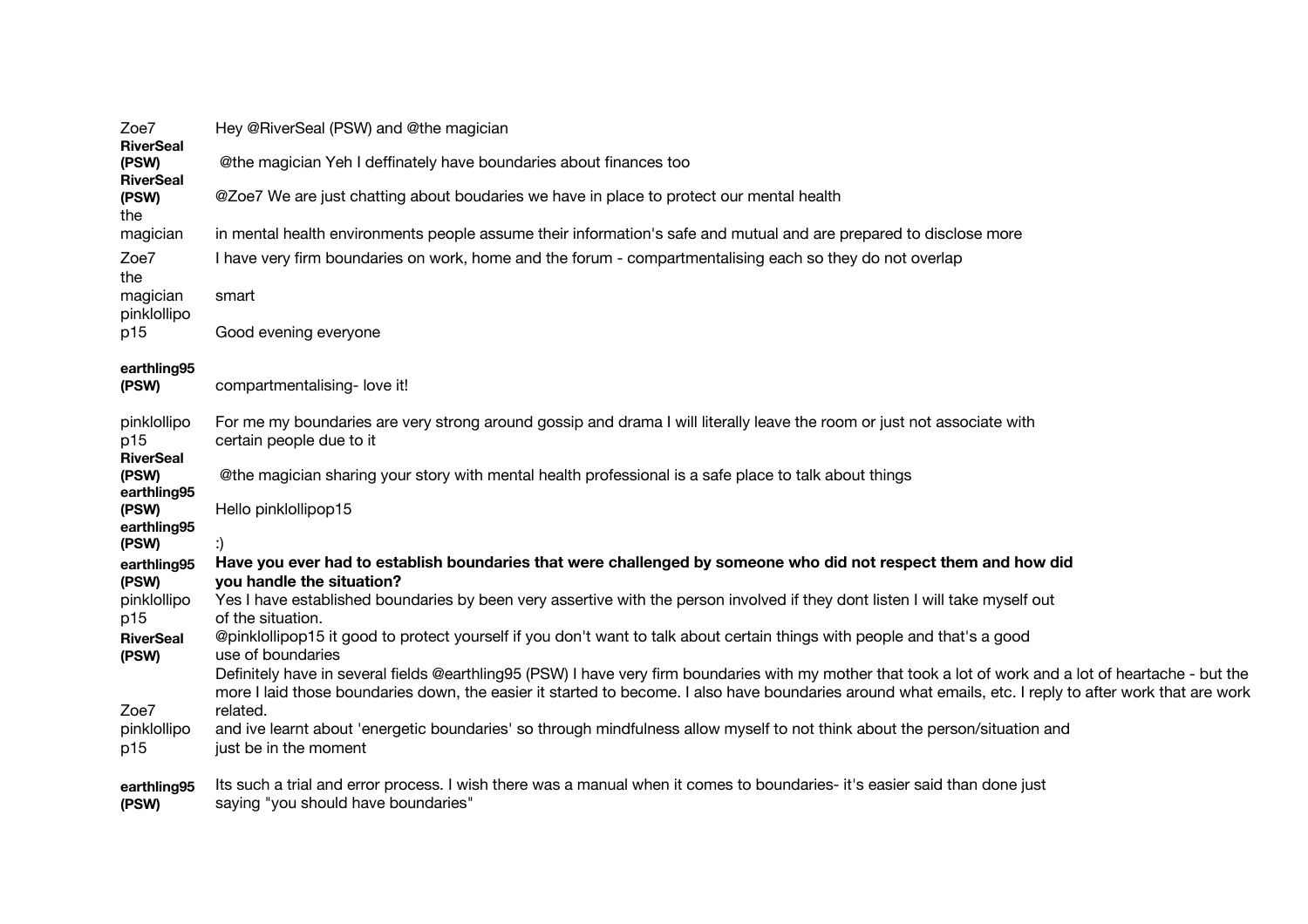| | |
|---|---|
| Zoe7 | Hey @RiverSeal (PSW) and @the magician |
| **RiverSeal (PSW)** | @the magician Yeh I deffinately have boundaries about finances too |
| **RiverSeal (PSW)** | @Zoe7 We are just chatting about boudaries we have in place to protect our mental health |
| the magician | in mental health environments people assume their information's safe and mutual and are prepared to disclose more |
| Zoe7 | I have very firm boundaries on work, home and the forum - compartmentalising each so they do not overlap |
| the magician | smart |
| pinklollipop15 | Good evening everyone |
| **earthling95 (PSW)** | compartmentalising- love it! |
| pinklollipop15 | For me my boundaries are very strong around gossip and drama I will literally leave the room or just not associate with certain people due to it |
| **RiverSeal (PSW)** | @the magician sharing your story with mental health professional is a safe place to talk about things |
| **earthling95 (PSW)** | Hello pinklollipop15 |
| **earthling95 (PSW)** | :) |
| **earthling95 (PSW)** | **Have you ever had to establish boundaries that were challenged by someone who did not respect them and how did you handle the situation?** |
| pinklollipop15 | Yes I have established boundaries by been very assertive with the person involved if they dont listen I will take myself out of the situation. |
| **RiverSeal (PSW)** | @pinklollipop15 it good to protect yourself if you don't want to talk about certain things with people and that's a good use of boundaries |
| Zoe7 | Definitely have in several fields @earthling95 (PSW) I have very firm boundaries with my mother that took a lot of work and a lot of heartache - but the more I laid those boundaries down, the easier it started to become. I also have boundaries around what emails, etc. I reply to after work that are work related. |
| pinklollipop15 | and ive learnt about 'energetic boundaries' so through mindfulness allow myself to not think about the person/situation and just be in the moment |
| **earthling95 (PSW)** | Its such a trial and error process. I wish there was a manual when it comes to boundaries- it's easier said than done just saying "you should have boundaries" |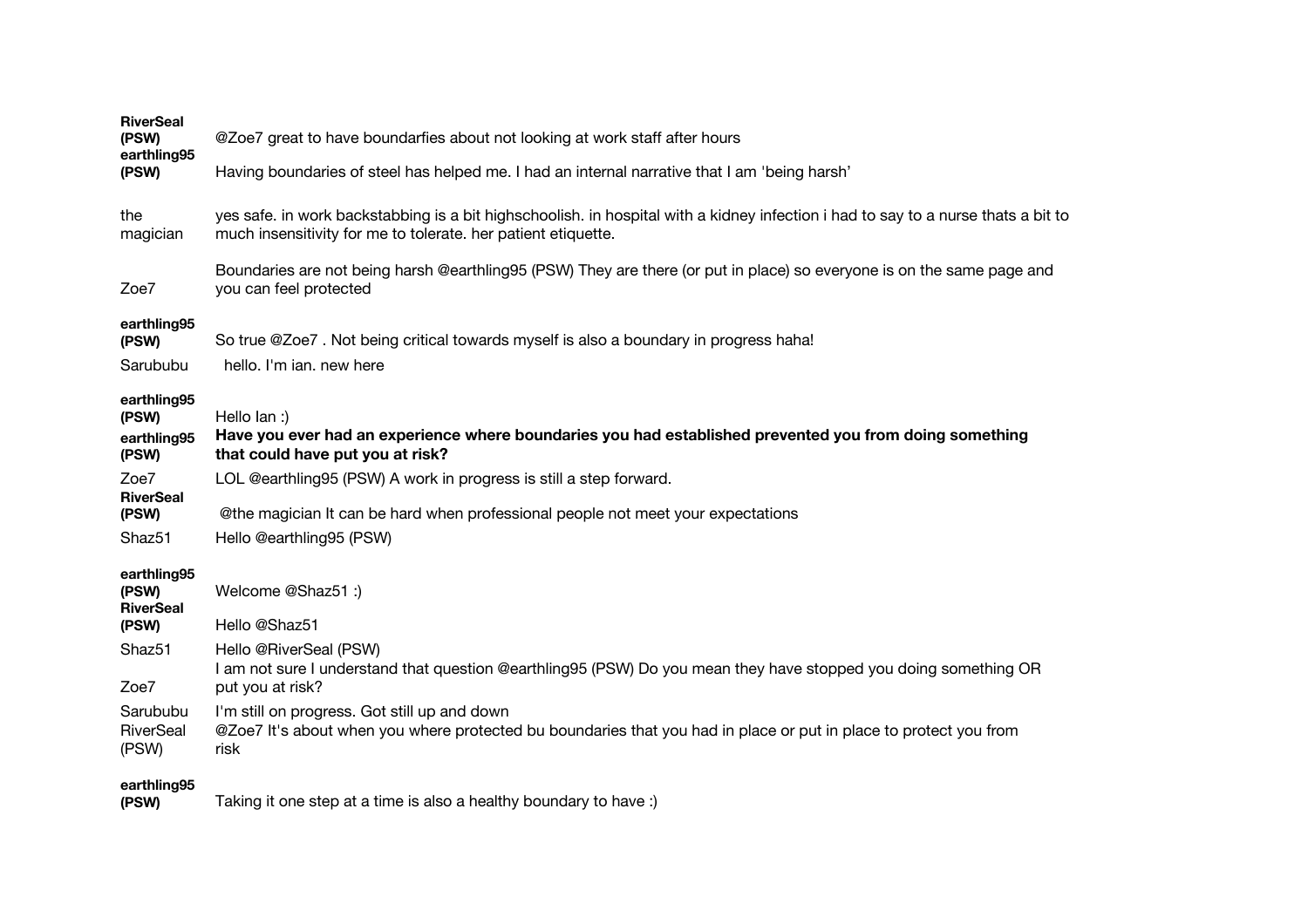| | |
|---|---|
| **RiverSeal (PSW)** | @Zoe7 great to have boundarfies about not looking at work staff after hours |
| **earthling95 (PSW)** | Having boundaries of steel has helped me. I had an internal narrative that I am 'being harsh' |
| the magician | yes safe. in work backstabbing is a bit highschoolish. in hospital with a kidney infection i had to say to a nurse thats a bit to much insensitivity for me to tolerate. her patient etiquette. |
| Zoe7 | Boundaries are not being harsh @earthling95 (PSW) They are there (or put in place) so everyone is on the same page and you can feel protected |
| **earthling95 (PSW)** | So true @Zoe7 . Not being critical towards myself is also a boundary in progress haha! |
| Sarububu | hello. I'm ian. new here |
| **earthling95 (PSW)** | Hello Ian :) |
| **earthling95 (PSW)** | **Have you ever had an experience where boundaries you had established prevented you from doing something that could have put you at risk?** |
| Zoe7 | LOL @earthling95 (PSW) A work in progress is still a step forward. |
| **RiverSeal (PSW)** | @the magician It can be hard when professional people not meet your expectations |
| Shaz51 | Hello @earthling95 (PSW) |
| **earthling95 (PSW)** | Welcome @Shaz51 :) |
| **RiverSeal (PSW)** | Hello @Shaz51 |
| Shaz51 | Hello @RiverSeal (PSW) |
| Zoe7 | I am not sure I understand that question @earthling95 (PSW) Do you mean they have stopped you doing something OR put you at risk? |
| Sarububu | I'm still on progress. Got still up and down |
| RiverSeal (PSW) | @Zoe7 It's about when you where protected bu boundaries that you had in place or put in place to protect you from risk |
| **earthling95 (PSW)** | Taking it one step at a time is also a healthy boundary to have :) |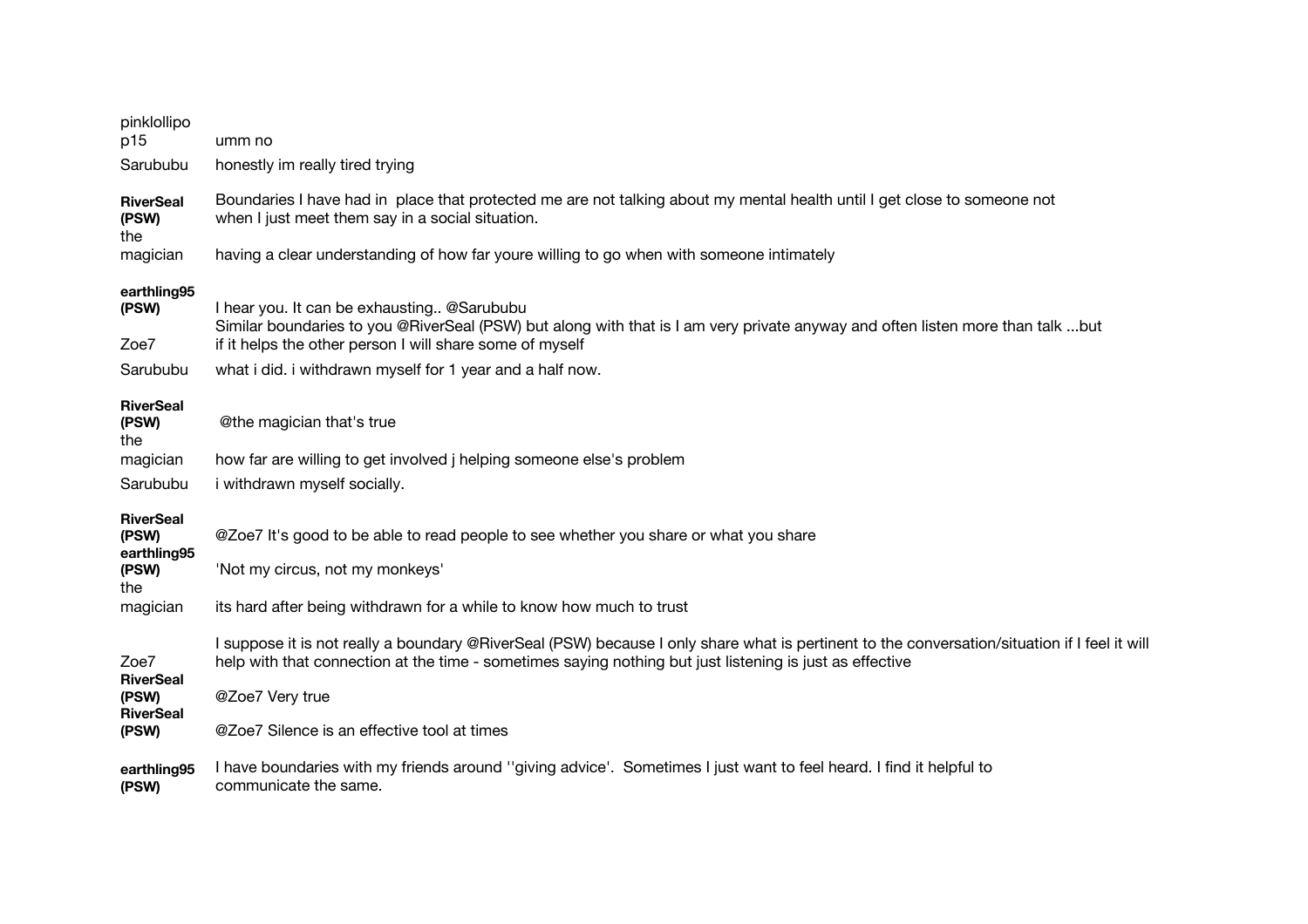| | |
|---|---|
| pinklollipop15 | umm no |
| Sarububu | honestly im really tired trying |
| **RiverSeal (PSW)** | Boundaries I have had in  place that protected me are not talking about my mental health until I get close to someone not when I just meet them say in a social situation. |
| the magician | having a clear understanding of how far youre willing to go when with someone intimately |
| **earthling95 (PSW)** | I hear you. It can be exhausting.. @Sarububu |
| Zoe7 | Similar boundaries to you @RiverSeal (PSW) but along with that is I am very private anyway and often listen more than talk ...but if it helps the other person I will share some of myself |
| Sarububu | what i did. i withdrawn myself for 1 year and a half now. |
| **RiverSeal (PSW)** | @the magician that's true |
| the magician | how far are willing to get involved j helping someone else's problem |
| Sarububu | i withdrawn myself socially. |
| **RiverSeal (PSW)** | @Zoe7 It's good to be able to read people to see whether you share or what you share |
| **earthling95 (PSW)** | 'Not my circus, not my monkeys' |
| the magician | its hard after being withdrawn for a while to know how much to trust |
| Zoe7 | I suppose it is not really a boundary @RiverSeal (PSW) because I only share what is pertinent to the conversation/situation if I feel it will help with that connection at the time - sometimes saying nothing but just listening is just as effective |
| **RiverSeal (PSW)** | @Zoe7 Very true |
| **RiverSeal (PSW)** | @Zoe7 Silence is an effective tool at times |
| **earthling95 (PSW)** | I have boundaries with my friends around ''giving advice'.  Sometimes I just want to feel heard. I find it helpful to communicate the same. |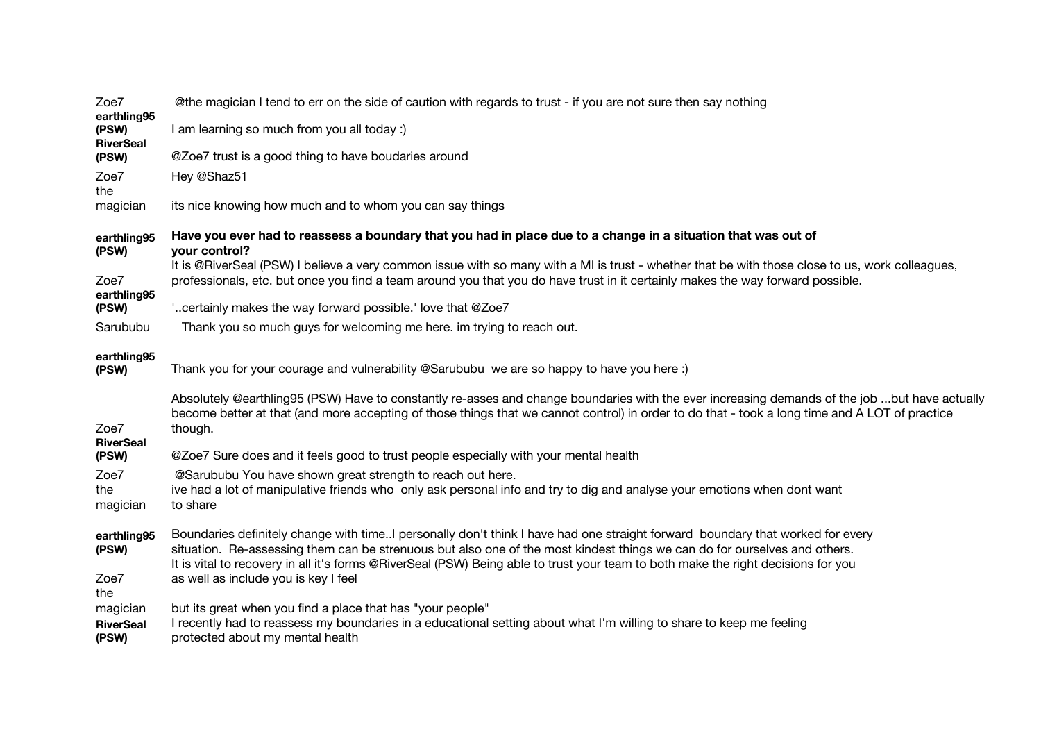| | |
|---|---|
| Zoe7 | @the magician I tend to err on the side of caution with regards to trust - if you are not sure then say nothing |
| **earthling95 (PSW)** | I am learning so much from you all today :) |
| **RiverSeal (PSW)** | @Zoe7 trust is a good thing to have boudaries around |
| Zoe7 | Hey @Shaz51 |
| the magician | its nice knowing how much and to whom you can say things |
| **earthling95 (PSW)** | **Have you ever had to reassess a boundary that you had in place due to a change in a situation that was out of your control?** |
| Zoe7 | It is @RiverSeal (PSW) I believe a very common issue with so many with a MI is trust - whether that be with those close to us, work colleagues, professionals, etc. but once you find a team around you that you do have trust in it certainly makes the way forward possible. |
| **earthling95 (PSW)** | '..certainly makes the way forward possible.' love that @Zoe7 |
| Sarububu | Thank you so much guys for welcoming me here. im trying to reach out. |
| **earthling95 (PSW)** | Thank you for your courage and vulnerability @Sarububu we are so happy to have you here :) |
| Zoe7 | Absolutely @earthling95 (PSW) Have to constantly re-asses and change boundaries with the ever increasing demands of the job ...but have actually become better at that (and more accepting of those things that we cannot control) in order to do that - took a long time and A LOT of practice though. |
| **RiverSeal (PSW)** | @Zoe7 Sure does and it feels good to trust people especially with your mental health |
| Zoe7 | @Sarububu You have shown great strength to reach out here. |
| the magician | ive had a lot of manipulative friends who only ask personal info and try to dig and analyse your emotions when dont want to share |
| **earthling95 (PSW)** | Boundaries definitely change with time..I personally don't think I have had one straight forward boundary that worked for every situation. Re-assessing them can be strenuous but also one of the most kindest things we can do for ourselves and others. |
| Zoe7 | It is vital to recovery in all it's forms @RiverSeal (PSW) Being able to trust your team to both make the right decisions for you as well as include you is key I feel |
| the magician | but its great when you find a place that has "your people" |
| **RiverSeal (PSW)** | I recently had to reassess my boundaries in a educational setting about what I'm willing to share to keep me feeling protected about my mental health |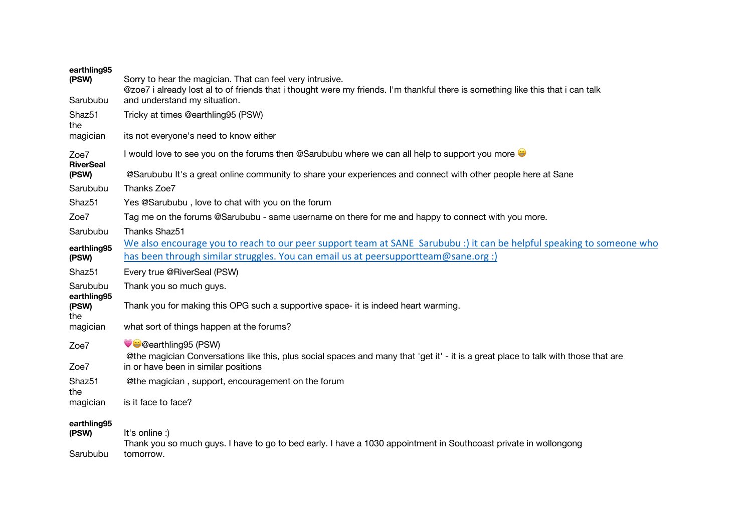| | |
|---|---|
| **earthling95 (PSW)** | Sorry to hear the magician. That can feel very intrusive. |
| Sarububu | @zoe7 i already lost al to of friends that i thought were my friends. I'm thankful there is something like this that i can talk and understand my situation. |
| Shaz51 | Tricky at times @earthling95 (PSW) |
| the magician | its not everyone's need to know either |
| Zoe7 | I would love to see you on the forums then @Sarububu where we can all help to support you more 😁 |
| **RiverSeal (PSW)** | @Sarububu It's a great online community to share your experiences and connect with other people here at Sane |
| Sarububu | Thanks Zoe7 |
| Shaz51 | Yes @Sarububu , love to chat with you on the forum |
| Zoe7 | Tag me on the forums @Sarububu - same username on there for me and happy to connect with you more. |
| Sarububu | Thanks Shaz51 |
| **earthling95 (PSW)** | We also encourage you to reach to our peer support team at SANE Sarububu :) it can be helpful speaking to someone who has been through similar struggles. You can email us at peersupportteam@sane.org :) |
| Shaz51 | Every true @RiverSeal (PSW) |
| Sarububu | Thank you so much guys. |
| **earthling95 (PSW)** | Thank you for making this OPG such a supportive space- it is indeed heart warming. |
| the magician | what sort of things happen at the forums? |
| Zoe7 | 💗😁@earthling95 (PSW) |
| Zoe7 | @the magician Conversations like this, plus social spaces and many that 'get it' - it is a great place to talk with those that are in or have been in similar positions |
| Shaz51 | @the magician , support, encouragement on the forum |
| the magician | is it face to face? |
| **earthling95 (PSW)** | It's online :) |
| Sarububu | Thank you so much guys. I have to go to bed early. I have a 1030 appointment in Southcoast private in wollongong tomorrow. |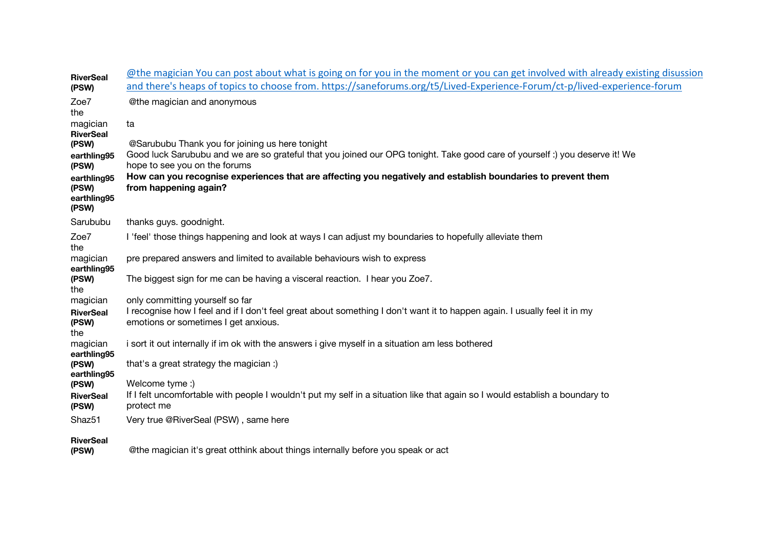| | |
|---|---|
| **RiverSeal (PSW)** | @the magician You can post about what is going on for you in the moment or you can get involved with already existing disussion and there's heaps of topics to choose from. https://saneforums.org/t5/Lived-Experience-Forum/ct-p/lived-experience-forum |
| Zoe7 | @the magician and anonymous |
| the magician | ta |
| **RiverSeal (PSW)** | @Sarububu Thank you for joining us here tonight |
| **earthling95 (PSW)** | Good luck Sarububu and we are so grateful that you joined our OPG tonight. Take good care of yourself :) you deserve it! We hope to see you on the forums |
| **earthling95 (PSW)** | **How can you recognise experiences that are affecting you negatively and establish boundaries to prevent them from happening again?** |
| **earthling95 (PSW)** | |
| Sarububu | thanks guys. goodnight. |
| Zoe7 | I 'feel' those things happening and look at ways I can adjust my boundaries to hopefully alleviate them |
| the magician | pre prepared answers and limited to available behaviours wish to express |
| **earthling95 (PSW)** | The biggest sign for me can be having a visceral reaction.  I hear you Zoe7. |
| the magician | only committing yourself so far |
| **RiverSeal (PSW)** | I recognise how I feel and if I don't feel great about something I don't want it to happen again. I usually feel it in my emotions or sometimes I get anxious. |
| the magician | i sort it out internally if im ok with the answers i give myself in a situation am less bothered |
| **earthling95 (PSW)** | that's a great strategy the magician :) |
| **earthling95 (PSW)** | Welcome tyme :) |
| **RiverSeal (PSW)** | If I felt uncomfortable with people I wouldn't put my self in a situation like that again so I would establish a boundary to protect me |
| Shaz51 | Very true @RiverSeal (PSW) , same here |
| **RiverSeal (PSW)** | @the magician it's great otthink about things internally before you speak or act |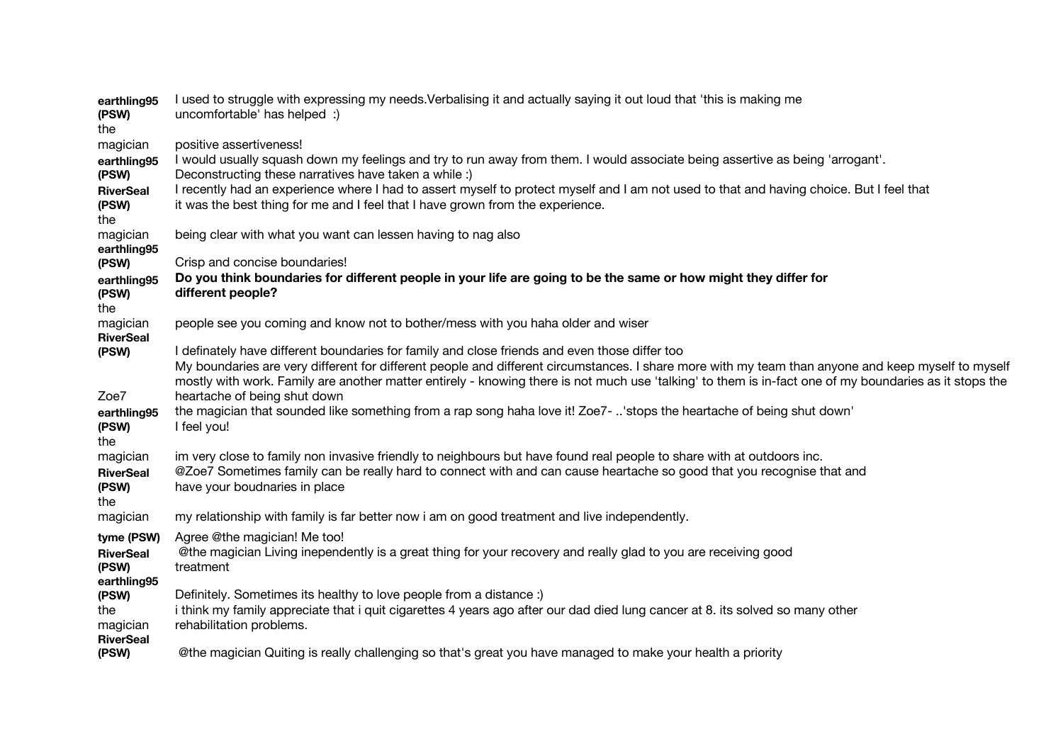| | |
|---|---|
| **earthling95 (PSW)** | I used to struggle with expressing my needs.Verbalising it and actually saying it out loud that 'this is making me uncomfortable' has helped :) |
| the magician | positive assertiveness! |
| **earthling95 (PSW)** | I would usually squash down my feelings and try to run away from them. I would associate being assertive as being 'arrogant'. Deconstructing these narratives have taken a while :) |
| **RiverSeal (PSW)** | I recently had an experience where I had to assert myself to protect myself and I am not used to that and having choice. But I feel that it was the best thing for me and I feel that I have grown from the experience. |
| the magician | being clear with what you want can lessen having to nag also |
| **earthling95 (PSW)** | Crisp and concise boundaries! |
| **earthling95 (PSW)** | **Do you think boundaries for different people in your life are going to be the same or how might they differ for different people?** |
| the magician | people see you coming and know not to bother/mess with you haha older and wiser |
| **RiverSeal (PSW)** | I definately have different boundaries for family and close friends and even those differ too |
| Zoe7 | My boundaries are very different for different people and different circumstances. I share more with my team than anyone and keep myself to myself mostly with work. Family are another matter entirely - knowing there is not much use 'talking' to them is in-fact one of my boundaries as it stops the heartache of being shut down |
| **earthling95 (PSW)** | the magician that sounded like something from a rap song haha love it! Zoe7- ..'stops the heartache of being shut down' I feel you! |
| the magician | im very close to family non invasive friendly to neighbours but have found real people to share with at outdoors inc. |
| **RiverSeal (PSW)** | @Zoe7 Sometimes family can be really hard to connect with and can cause heartache so good that you recognise that and have your boudnaries in place |
| the magician | my relationship with family is far better now i am on good treatment and live independently. |
| **tyme (PSW)** | Agree @the magician! Me too! |
| **RiverSeal (PSW)** | @the magician Living inependently is a great thing for your recovery and really glad to you are receiving good treatment |
| **earthling95 (PSW)** | Definitely. Sometimes its healthy to love people from a distance :) |
| the magician | i think my family appreciate that i quit cigarettes 4 years ago after our dad died lung cancer at 8. its solved so many other rehabilitation problems. |
| **RiverSeal (PSW)** | @the magician Quiting is really challenging so that's great you have managed to make your health a priority |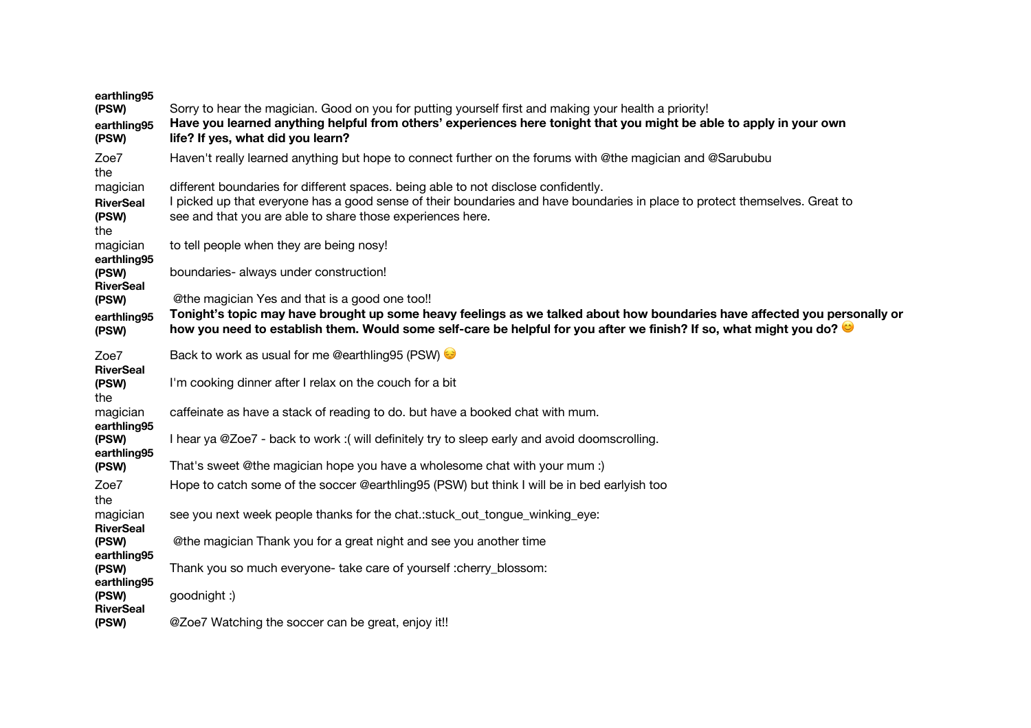| | |
|---|---|
| **earthling95 (PSW)** | Sorry to hear the magician. Good on you for putting yourself first and making your health a priority! |
| **earthling95 (PSW)** | **Have you learned anything helpful from others' experiences here tonight that you might be able to apply in your own life? If yes, what did you learn?** |
| Zoe7 | Haven't really learned anything but hope to connect further on the forums with @the magician and @Sarububu |
| the magician | different boundaries for different spaces. being able to not disclose confidently. |
| **RiverSeal (PSW)** | I picked up that everyone has a good sense of their boundaries and have boundaries in place to protect themselves. Great to see and that you are able to share those experiences here. |
| the magician | to tell people when they are being nosy! |
| **earthling95 (PSW)** | boundaries- always under construction! |
| **RiverSeal (PSW)** | @the magician Yes and that is a good one too!! |
| **earthling95 (PSW)** | **Tonight's topic may have brought up some heavy feelings as we talked about how boundaries have affected you personally or how you need to establish them. Would some self-care be helpful for you after we finish? If so, what might you do?** 😊 |
| Zoe7 | Back to work as usual for me @earthling95 (PSW) 😔 |
| **RiverSeal (PSW)** | I'm cooking dinner after I relax on the couch for a bit |
| the magician | caffeinate as have a stack of reading to do. but have a booked chat with mum. |
| **earthling95 (PSW)** | I hear ya @Zoe7 - back to work :( will definitely try to sleep early and avoid doomscrolling. |
| **earthling95 (PSW)** | That's sweet @the magician hope you have a wholesome chat with your mum :) |
| Zoe7 | Hope to catch some of the soccer @earthling95 (PSW) but think I will be in bed earlyish too |
| the magician | see you next week people thanks for the chat.:stuck_out_tongue_winking_eye: |
| **RiverSeal (PSW)** | @the magician Thank you for a great night and see you another time |
| **earthling95 (PSW)** | Thank you so much everyone- take care of yourself :cherry_blossom: |
| **earthling95 (PSW)** | goodnight :) |
| **RiverSeal (PSW)** | @Zoe7 Watching the soccer can be great, enjoy it!! |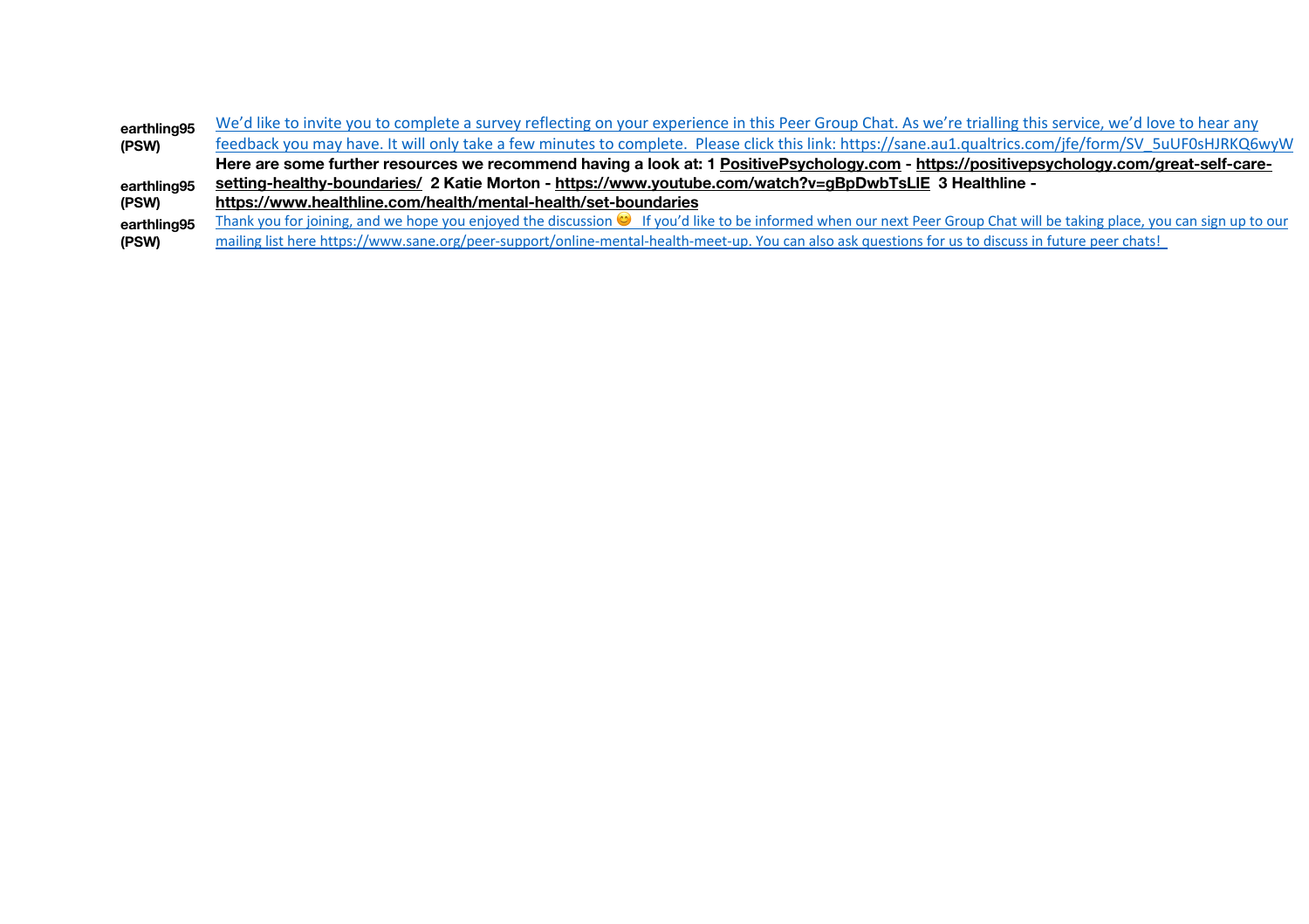| | |
|---|---|
| **earthling95 (PSW)** | We'd like to invite you to complete a survey reflecting on your experience in this Peer Group Chat. As we're trialling this service, we'd love to hear any feedback you may have. It will only take a few minutes to complete. Please click this link: https://sane.au1.qualtrics.com/jfe/form/SV_5uUF0sHJRKQ6wyW |
| **earthling95 (PSW)** | **Here are some further resources we recommend having a look at: 1 PositivePsychology.com - https://positivepsychology.com/great-self-care-setting-healthy-boundaries/ 2 Katie Morton - https://www.youtube.com/watch?v=gBpDwbTsLIE 3 Healthline - https://www.healthline.com/health/mental-health/set-boundaries** |
| **earthling95 (PSW)** | Thank you for joining, and we hope you enjoyed the discussion 😊 If you'd like to be informed when our next Peer Group Chat will be taking place, you can sign up to our mailing list here https://www.sane.org/peer-support/online-mental-health-meet-up. You can also ask questions for us to discuss in future peer chats! |